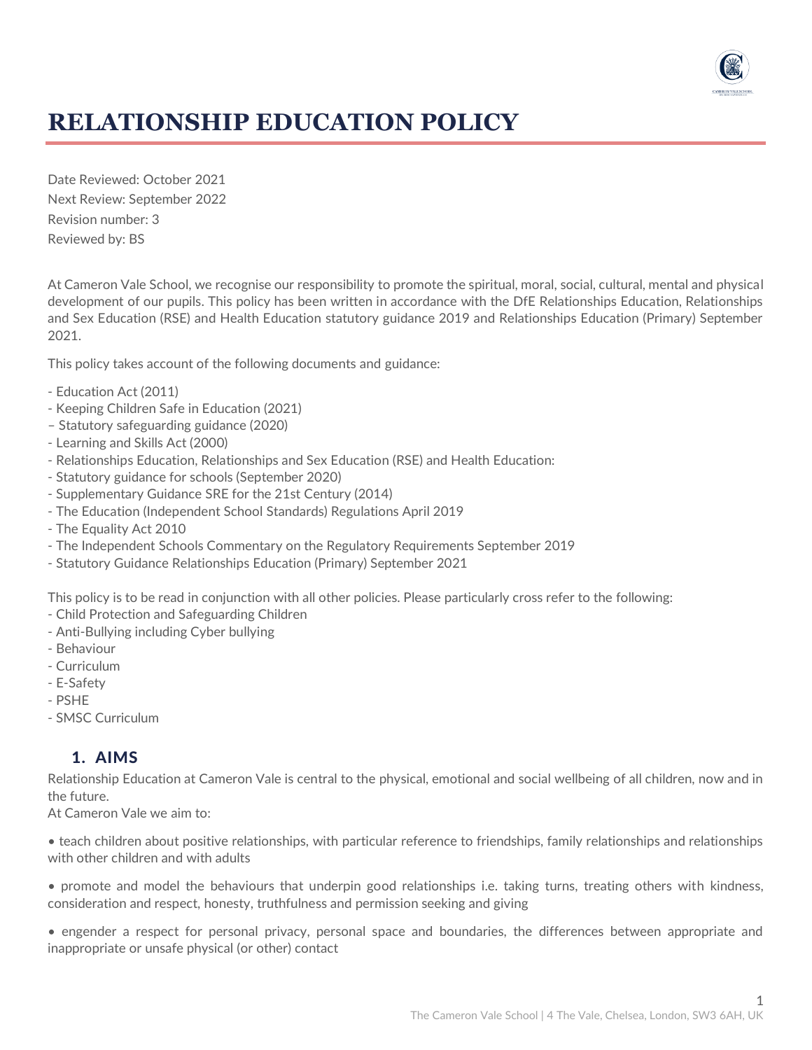# RELATIONSHIP EDUCATION POLICY

Date Reviewed: October 2021
Next Review: September 2022
Revision number: 3
Reviewed by: BS

At Cameron Vale School, we recognise our responsibility to promote the spiritual, moral, social, cultural, mental and physical development of our pupils. This policy has been written in accordance with the DfE Relationships Education, Relationships and Sex Education (RSE) and Health Education statutory guidance 2019 and Relationships Education (Primary) September 2021.

This policy takes account of the following documents and guidance:

- Education Act (2011)
- Keeping Children Safe in Education (2021)
– Statutory safeguarding guidance (2020)
- Learning and Skills Act (2000)
- Relationships Education, Relationships and Sex Education (RSE) and Health Education:
- Statutory guidance for schools (September 2020)
- Supplementary Guidance SRE for the 21st Century (2014)
- The Education (Independent School Standards) Regulations April 2019
- The Equality Act 2010
- The Independent Schools Commentary on the Regulatory Requirements September 2019
- Statutory Guidance Relationships Education (Primary) September 2021

This policy is to be read in conjunction with all other policies. Please particularly cross refer to the following:
- Child Protection and Safeguarding Children
- Anti-Bullying including Cyber bullying
- Behaviour
- Curriculum
- E-Safety
- PSHE
- SMSC Curriculum

## 1. AIMS

Relationship Education at Cameron Vale is central to the physical, emotional and social wellbeing of all children, now and in the future.
At Cameron Vale we aim to:

• teach children about positive relationships, with particular reference to friendships, family relationships and relationships with other children and with adults

• promote and model the behaviours that underpin good relationships i.e. taking turns, treating others with kindness, consideration and respect, honesty, truthfulness and permission seeking and giving

• engender a respect for personal privacy, personal space and boundaries, the differences between appropriate and inappropriate or unsafe physical (or other) contact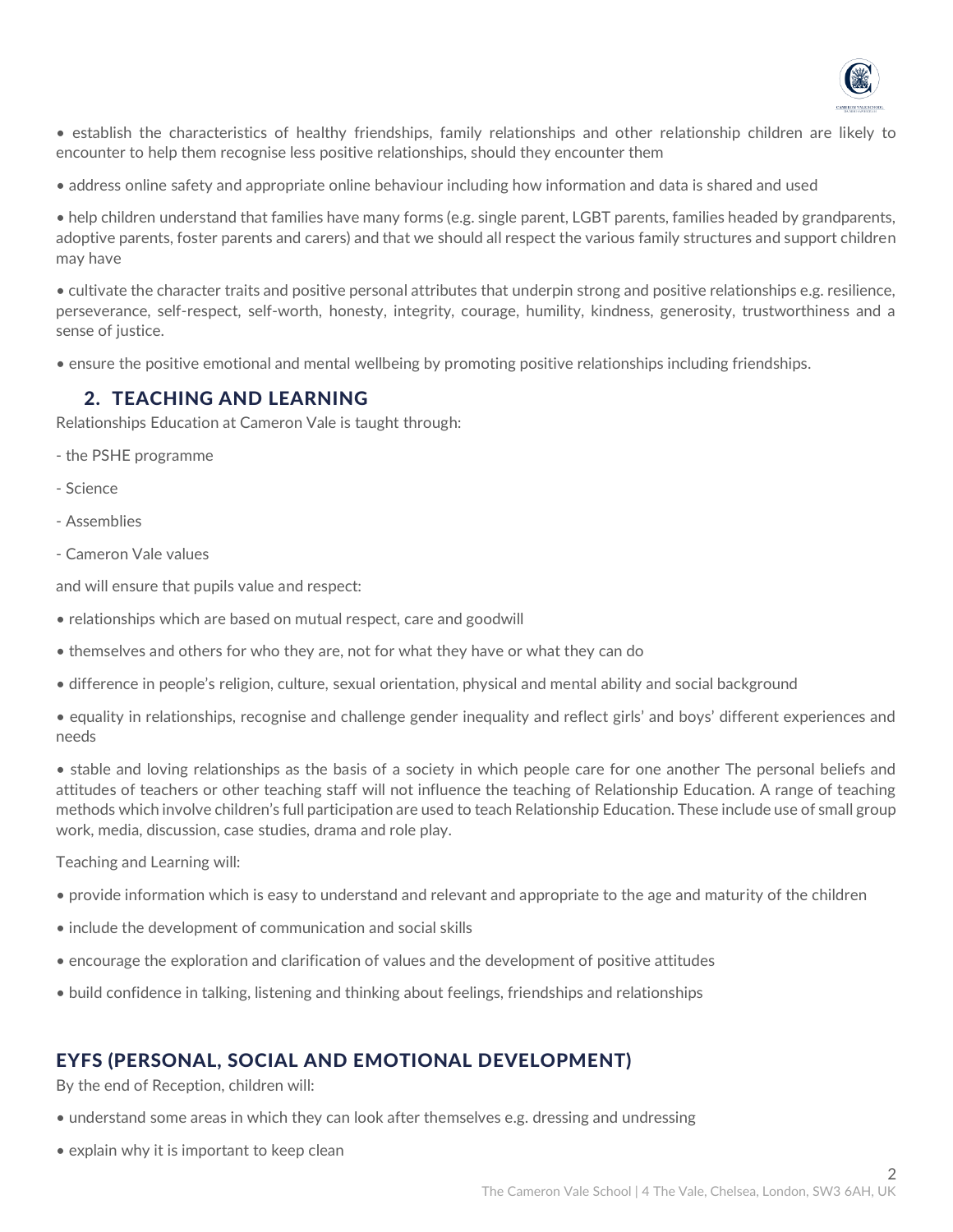• establish the characteristics of healthy friendships, family relationships and other relationship children are likely to encounter to help them recognise less positive relationships, should they encounter them

• address online safety and appropriate online behaviour including how information and data is shared and used

• help children understand that families have many forms (e.g. single parent, LGBT parents, families headed by grandparents, adoptive parents, foster parents and carers) and that we should all respect the various family structures and support children may have

• cultivate the character traits and positive personal attributes that underpin strong and positive relationships e.g. resilience, perseverance, self-respect, self-worth, honesty, integrity, courage, humility, kindness, generosity, trustworthiness and a sense of justice.

• ensure the positive emotional and mental wellbeing by promoting positive relationships including friendships.

## 2. TEACHING AND LEARNING

Relationships Education at Cameron Vale is taught through:

- the PSHE programme
- Science
- Assemblies
- Cameron Vale values

and will ensure that pupils value and respect:

• relationships which are based on mutual respect, care and goodwill

• themselves and others for who they are, not for what they have or what they can do

• difference in people's religion, culture, sexual orientation, physical and mental ability and social background

• equality in relationships, recognise and challenge gender inequality and reflect girls' and boys' different experiences and needs

• stable and loving relationships as the basis of a society in which people care for one another The personal beliefs and attitudes of teachers or other teaching staff will not influence the teaching of Relationship Education. A range of teaching methods which involve children's full participation are used to teach Relationship Education. These include use of small group work, media, discussion, case studies, drama and role play.

Teaching and Learning will:

• provide information which is easy to understand and relevant and appropriate to the age and maturity of the children

• include the development of communication and social skills

• encourage the exploration and clarification of values and the development of positive attitudes

• build confidence in talking, listening and thinking about feelings, friendships and relationships

## EYFS (PERSONAL, SOCIAL AND EMOTIONAL DEVELOPMENT)

By the end of Reception, children will:

• understand some areas in which they can look after themselves e.g. dressing and undressing

• explain why it is important to keep clean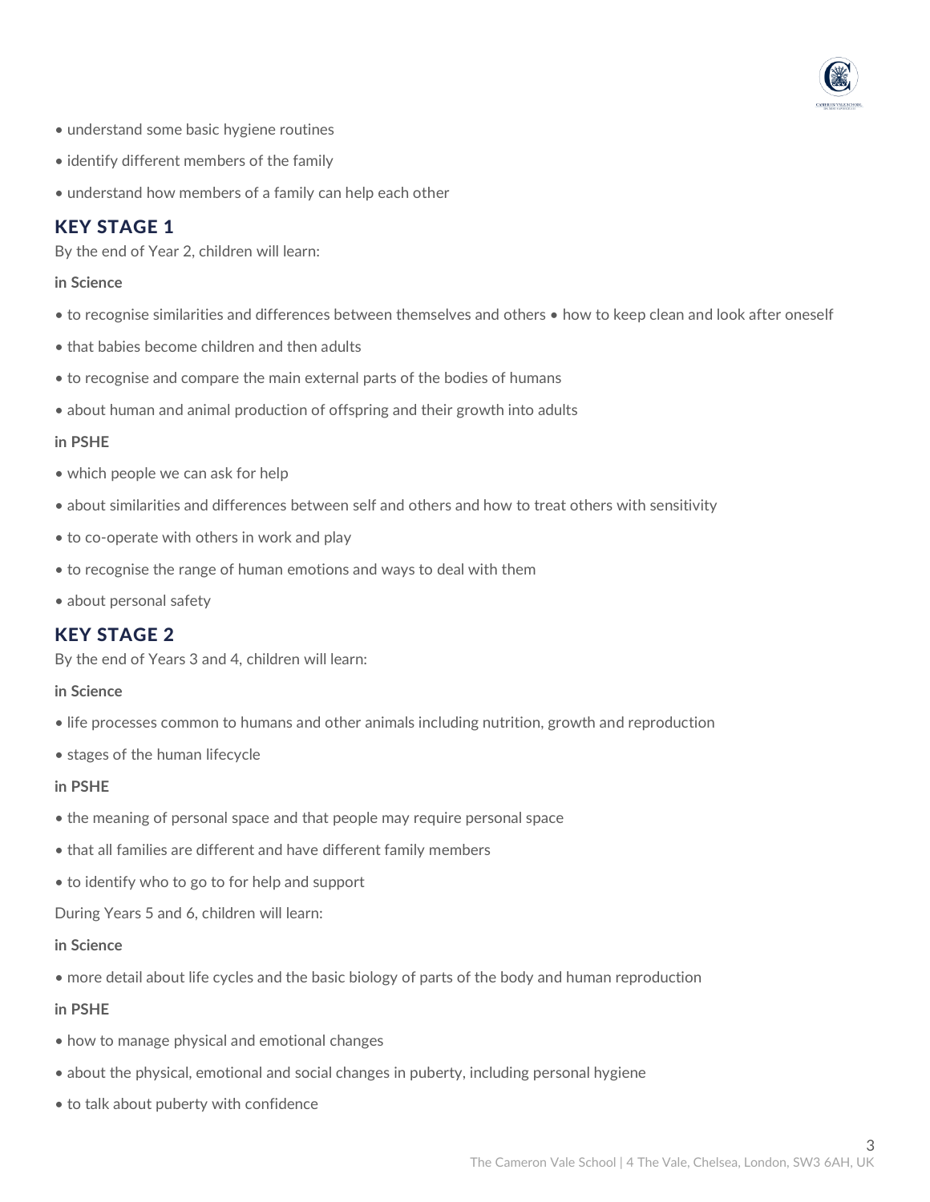- understand some basic hygiene routines
- identify different members of the family
- understand how members of a family can help each other

## KEY STAGE 1

By the end of Year 2, children will learn:

**in Science**

- to recognise similarities and differences between themselves and others • how to keep clean and look after oneself
- that babies become children and then adults
- to recognise and compare the main external parts of the bodies of humans
- about human and animal production of offspring and their growth into adults

**in PSHE**

- which people we can ask for help
- about similarities and differences between self and others and how to treat others with sensitivity
- to co-operate with others in work and play
- to recognise the range of human emotions and ways to deal with them
- about personal safety

## KEY STAGE 2

By the end of Years 3 and 4, children will learn:

**in Science**

- life processes common to humans and other animals including nutrition, growth and reproduction
- stages of the human lifecycle

**in PSHE**

- the meaning of personal space and that people may require personal space
- that all families are different and have different family members
- to identify who to go to for help and support

During Years 5 and 6, children will learn:

**in Science**

- more detail about life cycles and the basic biology of parts of the body and human reproduction

**in PSHE**

- how to manage physical and emotional changes
- about the physical, emotional and social changes in puberty, including personal hygiene
- to talk about puberty with confidence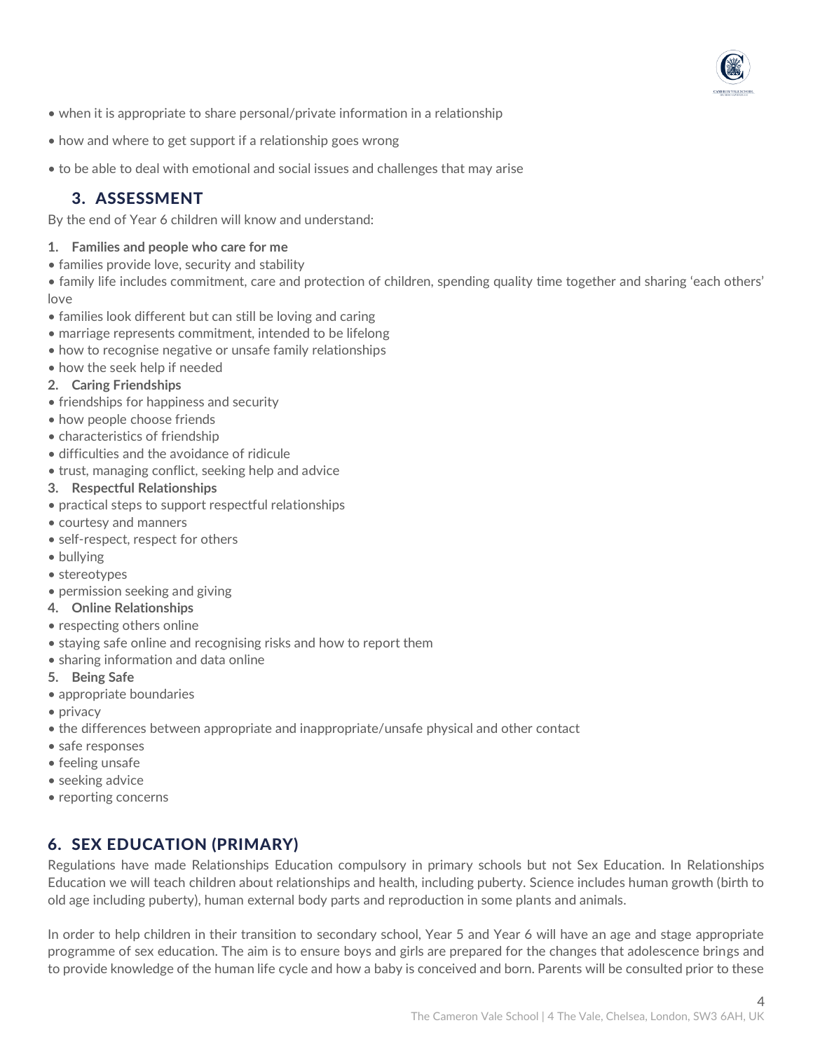- when it is appropriate to share personal/private information in a relationship
- how and where to get support if a relationship goes wrong
- to be able to deal with emotional and social issues and challenges that may arise

## 3. ASSESSMENT

By the end of Year 6 children will know and understand:

**1. Families and people who care for me**

- families provide love, security and stability
- family life includes commitment, care and protection of children, spending quality time together and sharing 'each others' love
- families look different but can still be loving and caring
- marriage represents commitment, intended to be lifelong
- how to recognise negative or unsafe family relationships
- how the seek help if needed

**2. Caring Friendships**

- friendships for happiness and security
- how people choose friends
- characteristics of friendship
- difficulties and the avoidance of ridicule
- trust, managing conflict, seeking help and advice

**3. Respectful Relationships**

- practical steps to support respectful relationships
- courtesy and manners
- self-respect, respect for others
- bullying
- stereotypes
- permission seeking and giving

**4. Online Relationships**

- respecting others online
- staying safe online and recognising risks and how to report them
- sharing information and data online

**5. Being Safe**

- appropriate boundaries
- privacy
- the differences between appropriate and inappropriate/unsafe physical and other contact
- safe responses
- feeling unsafe
- seeking advice
- reporting concerns

## 6. SEX EDUCATION (PRIMARY)

Regulations have made Relationships Education compulsory in primary schools but not Sex Education. In Relationships Education we will teach children about relationships and health, including puberty. Science includes human growth (birth to old age including puberty), human external body parts and reproduction in some plants and animals.

In order to help children in their transition to secondary school, Year 5 and Year 6 will have an age and stage appropriate programme of sex education. The aim is to ensure boys and girls are prepared for the changes that adolescence brings and to provide knowledge of the human life cycle and how a baby is conceived and born. Parents will be consulted prior to these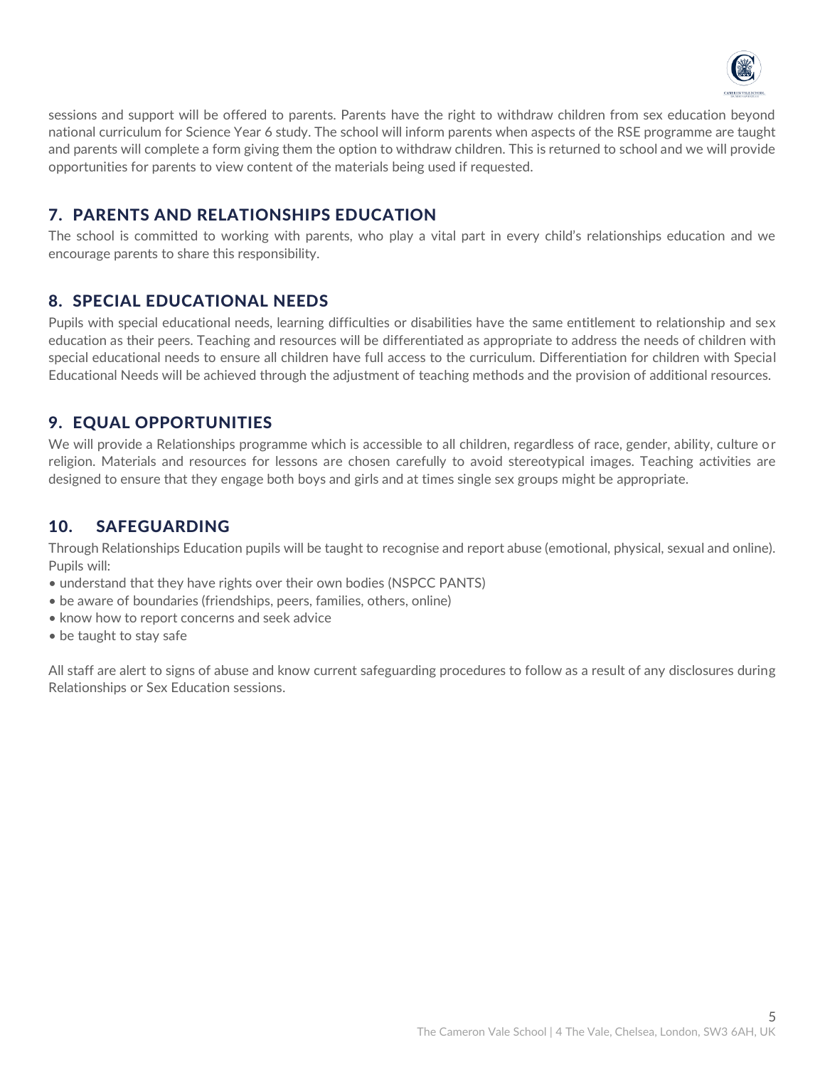sessions and support will be offered to parents. Parents have the right to withdraw children from sex education beyond national curriculum for Science Year 6 study. The school will inform parents when aspects of the RSE programme are taught and parents will complete a form giving them the option to withdraw children. This is returned to school and we will provide opportunities for parents to view content of the materials being used if requested.

## 7. PARENTS AND RELATIONSHIPS EDUCATION

The school is committed to working with parents, who play a vital part in every child's relationships education and we encourage parents to share this responsibility.

## 8. SPECIAL EDUCATIONAL NEEDS

Pupils with special educational needs, learning difficulties or disabilities have the same entitlement to relationship and sex education as their peers. Teaching and resources will be differentiated as appropriate to address the needs of children with special educational needs to ensure all children have full access to the curriculum. Differentiation for children with Special Educational Needs will be achieved through the adjustment of teaching methods and the provision of additional resources.

## 9. EQUAL OPPORTUNITIES

We will provide a Relationships programme which is accessible to all children, regardless of race, gender, ability, culture or religion. Materials and resources for lessons are chosen carefully to avoid stereotypical images. Teaching activities are designed to ensure that they engage both boys and girls and at times single sex groups might be appropriate.

## 10. SAFEGUARDING

Through Relationships Education pupils will be taught to recognise and report abuse (emotional, physical, sexual and online). Pupils will:

- understand that they have rights over their own bodies (NSPCC PANTS)
- be aware of boundaries (friendships, peers, families, others, online)
- know how to report concerns and seek advice
- be taught to stay safe

All staff are alert to signs of abuse and know current safeguarding procedures to follow as a result of any disclosures during Relationships or Sex Education sessions.